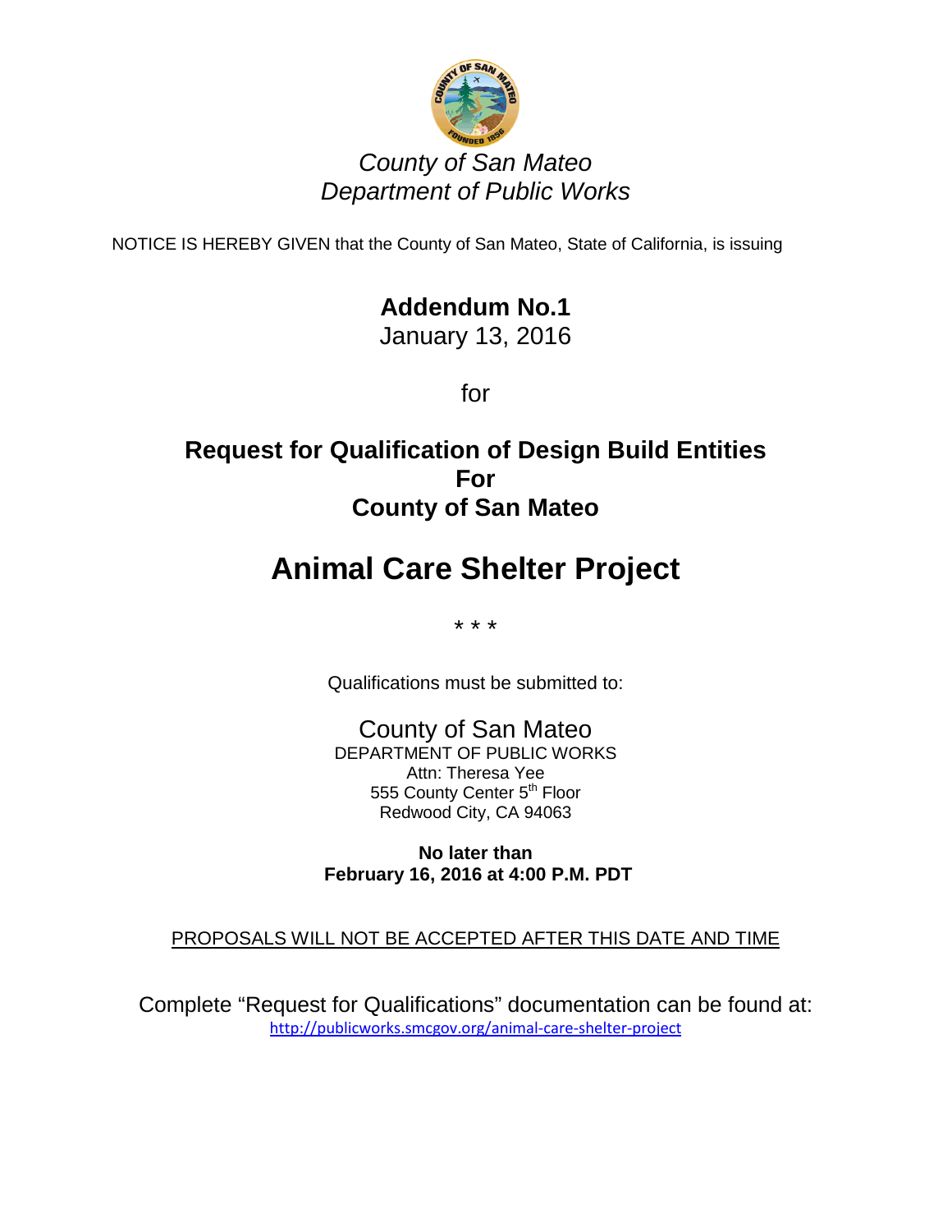*County of San Mateo*
*Department of Public Works*

NOTICE IS HEREBY GIVEN that the County of San Mateo, State of California, is issuing

**Addendum No.1**
January 13, 2016

for

## Request for Qualification of Design Build Entities For County of San Mateo

# Animal Care Shelter Project

* * *

Qualifications must be submitted to:

County of San Mateo
DEPARTMENT OF PUBLIC WORKS
Attn: Theresa Yee
555 County Center 5th Floor
Redwood City, CA 94063

**No later than**
**February 16, 2016 at 4:00 P.M. PDT**

PROPOSALS WILL NOT BE ACCEPTED AFTER THIS DATE AND TIME

Complete "Request for Qualifications" documentation can be found at:
http://publicworks.smcgov.org/animal-care-shelter-project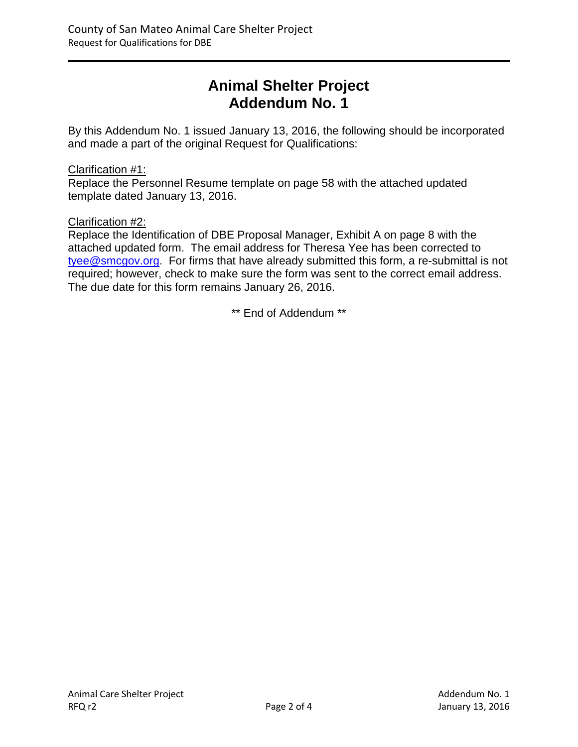# Animal Shelter Project
# Addendum No. 1

By this Addendum No. 1 issued January 13, 2016, the following should be incorporated and made a part of the original Request for Qualifications:

Clarification #1:
Replace the Personnel Resume template on page 58 with the attached updated template dated January 13, 2016.

Clarification #2:
Replace the Identification of DBE Proposal Manager, Exhibit A on page 8 with the attached updated form. The email address for Theresa Yee has been corrected to tyee@smcgov.org. For firms that have already submitted this form, a re-submittal is not required; however, check to make sure the form was sent to the correct email address. The due date for this form remains January 26, 2016.

** End of Addendum **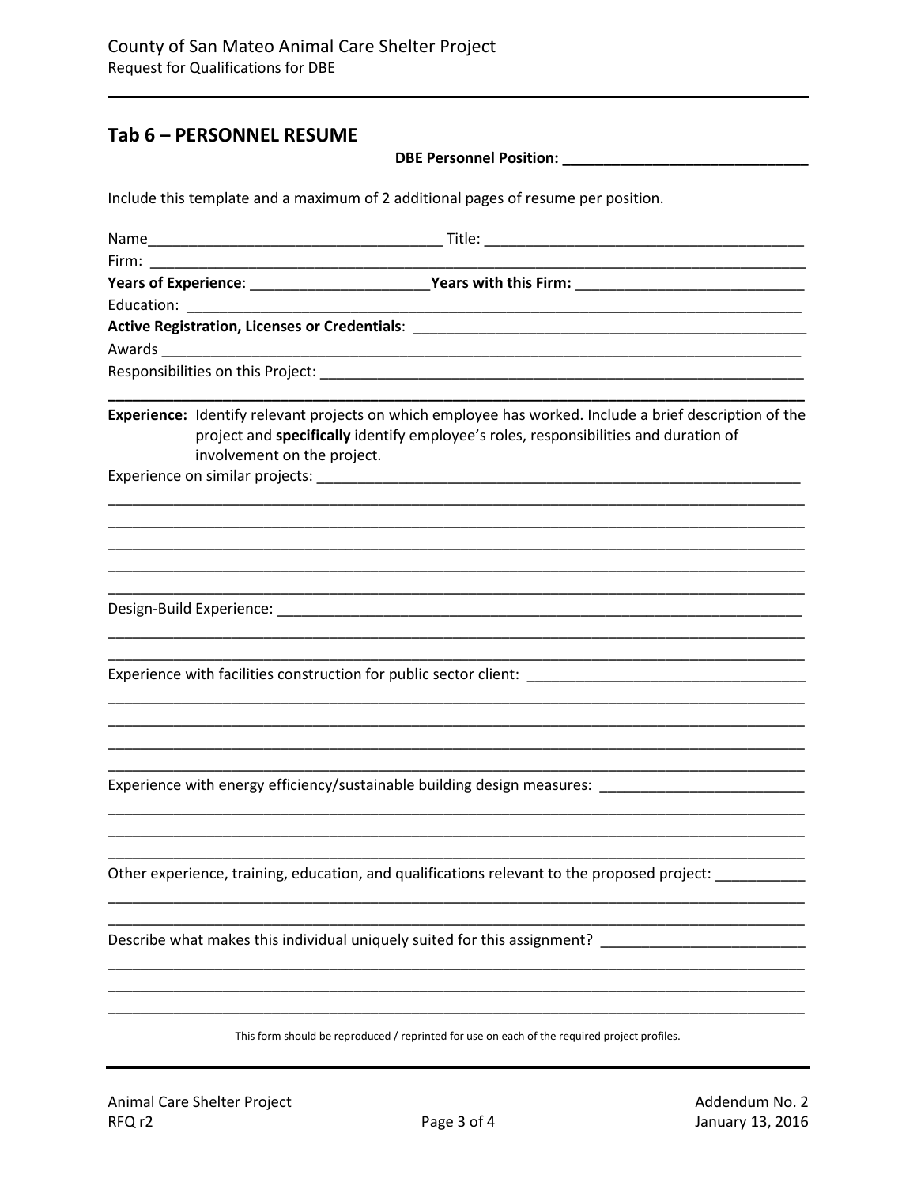## Tab 6 – PERSONNEL RESUME

**DBE Personnel Position: ______________________________**

Include this template and a maximum of 2 additional pages of resume per position.

Name___________________________________ Title: ________________________________________

Firm: ___________________________________________________________________________________

**Years of Experience**: ______________________**Years with this Firm:** ____________________________

Education: ______________________________________________________________________________

**Active Registration, Licenses or Credentials**: ______________________________________________

Awards _________________________________________________________________________________

Responsibilities on this Project: __________________________________________________________

**Experience:** Identify relevant projects on which employee has worked. Include a brief description of the project and **specifically** identify employee's roles, responsibilities and duration of involvement on the project.

Experience on similar projects: ___________________________________________________________

Design-Build Experience: __________________________________________________________________

Experience with facilities construction for public sector client: __________________________________

Experience with energy efficiency/sustainable building design measures: ________________________

Other experience, training, education, and qualifications relevant to the proposed project: ___________

Describe what makes this individual uniquely suited for this assignment? ________________________

This form should be reproduced / reprinted for use on each of the required project profiles.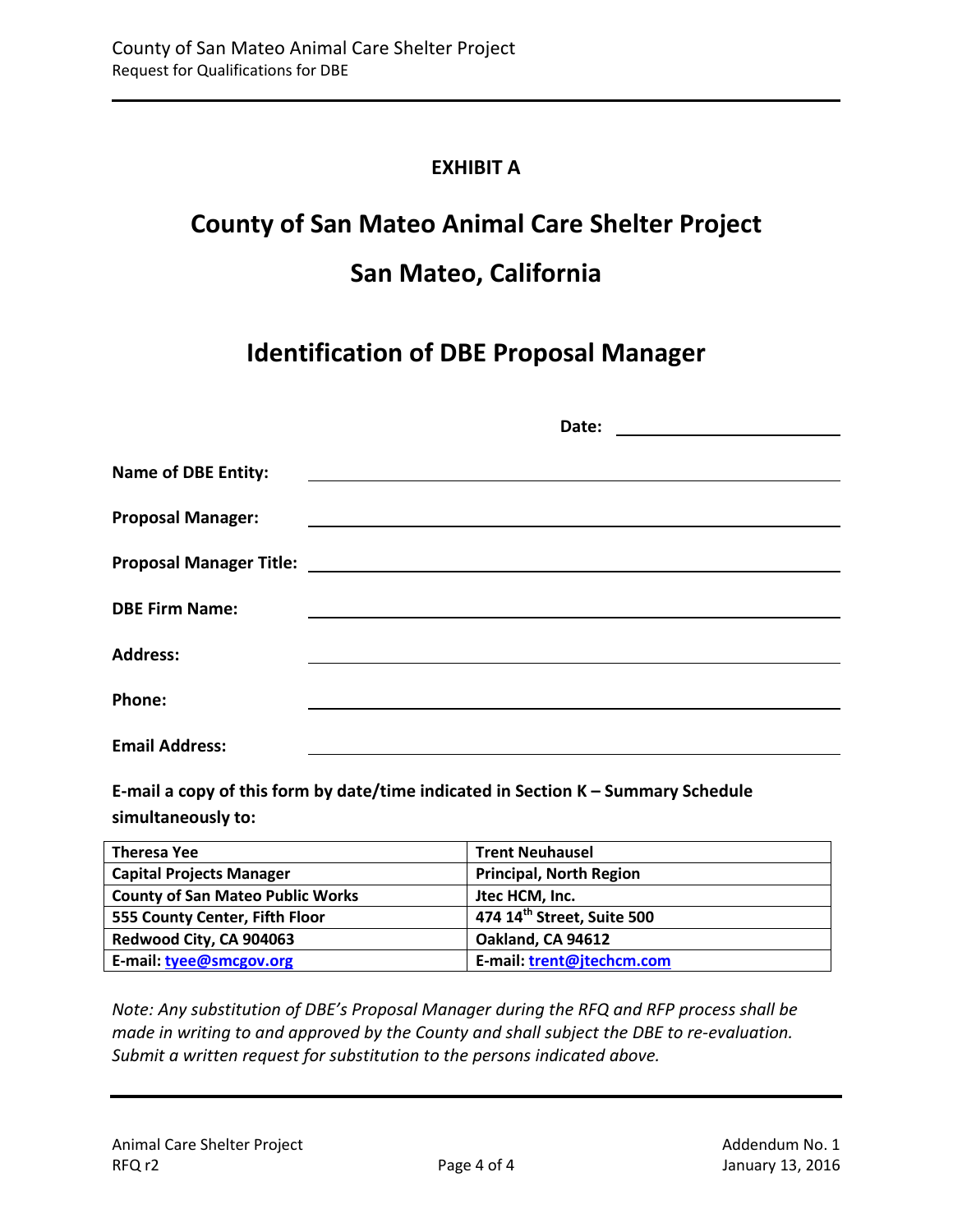## EXHIBIT A

# County of San Mateo Animal Care Shelter Project

# San Mateo, California

## Identification of DBE Proposal Manager

**Date:** ______________________

**Name of DBE Entity:** ______________________

**Proposal Manager:** ______________________

**Proposal Manager Title:** ______________________

**DBE Firm Name:** ______________________

**Address:** ______________________

**Phone:** ______________________

**Email Address:** ______________________

**E-mail a copy of this form by date/time indicated in Section K – Summary Schedule simultaneously to:**

| | |
|---|---|
| **Theresa Yee** | **Trent Neuhausel** |
| **Capital Projects Manager** | **Principal, North Region** |
| **County of San Mateo Public Works** | **Jtec HCM, Inc.** |
| **555 County Center, Fifth Floor** | **474 14th Street, Suite 500** |
| **Redwood City, CA 904063** | **Oakland, CA 94612** |
| **E-mail: tyee@smcgov.org** | **E-mail: trent@jtechcm.com** |

*Note: Any substitution of DBE's Proposal Manager during the RFQ and RFP process shall be made in writing to and approved by the County and shall subject the DBE to re-evaluation. Submit a written request for substitution to the persons indicated above.*